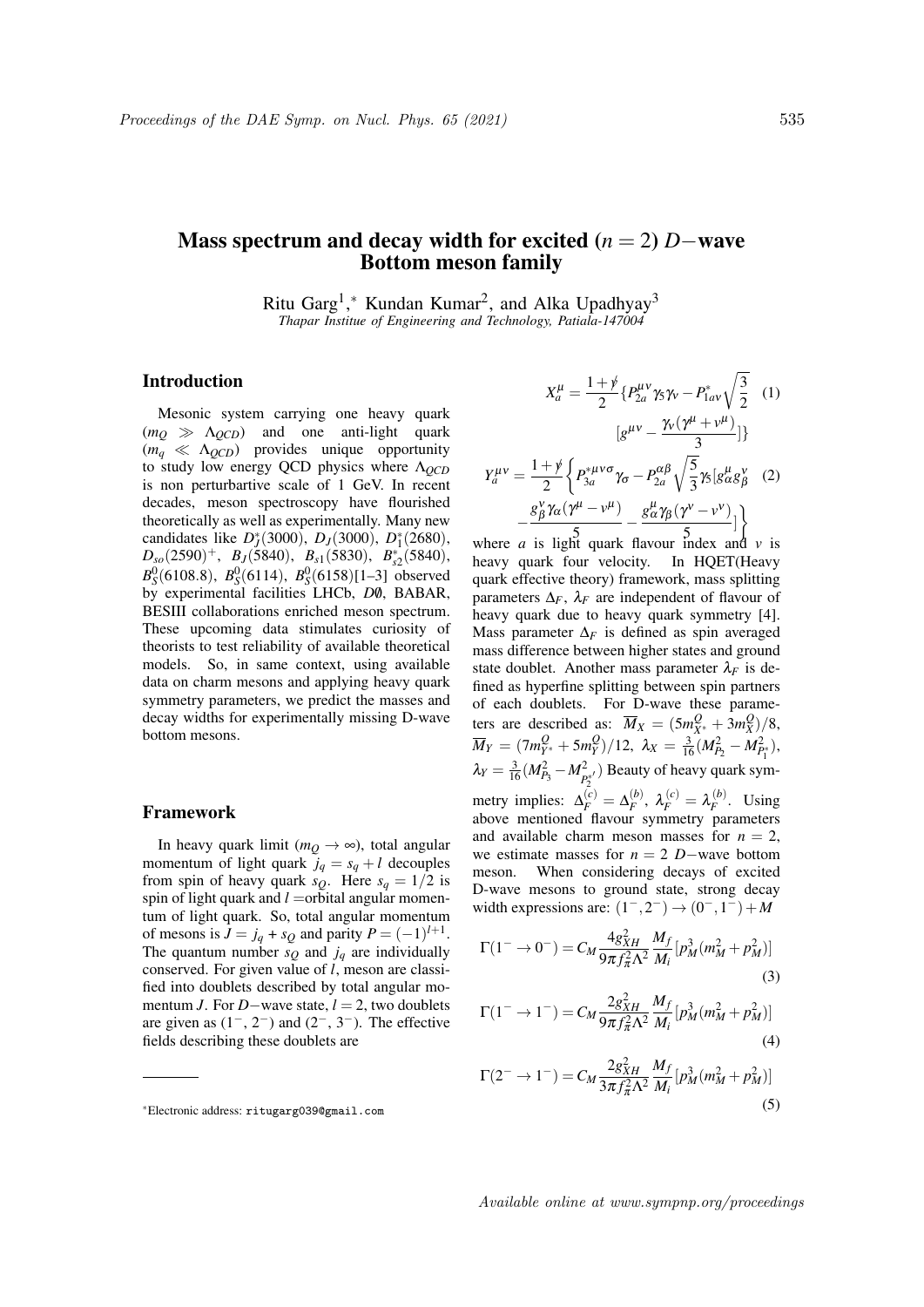# Mass spectrum and decay width for excited ($n = 2$) $D-$wave Bottom meson family

Ritu Garg[1],* Kundan Kumar[2], and Alka Upadhyay[3]

*Thapar Institue of Engineering and Technology, Patiala-147004*

## Introduction

Mesonic system carrying one heavy quark ($m_Q \gg \Lambda_{QCD}$) and one anti-light quark ($m_q \ll \Lambda_{QCD}$) provides unique opportunity to study low energy QCD physics where $\Lambda_{QCD}$ is non perturbartive scale of 1 GeV. In recent decades, meson spectroscopy have flourished theoretically as well as experimentally. Many new candidates like $D_J^*(3000)$, $D_J(3000)$, $D_1^*(2680)$, $D_{so}(2590)^+$, $B_J(5840)$, $B_{s1}(5830)$, $B_{s2}^*(5840)$, $B_S^0(6108.8)$, $B_S^0(6114)$, $B_S^0(6158)$[1–3] observed by experimental facilities LHCb, $D\emptyset$, BABAR, BESIII collaborations enriched meson spectrum. These upcoming data stimulates curiosity of theorists to test reliability of available theoretical models. So, in same context, using available data on charm mesons and applying heavy quark symmetry parameters, we predict the masses and decay widths for experimentally missing D-wave bottom mesons.

## Framework

In heavy quark limit ($m_Q \to \infty$), total angular momentum of light quark $j_q = s_q + l$ decouples from spin of heavy quark $s_Q$. Here $s_q = 1/2$ is spin of light quark and $l$ =orbital angular momentum of light quark. So, total angular momentum of mesons is $J = j_q + s_Q$ and parity $P = (-1)^{l+1}$. The quantum number $s_Q$ and $j_q$ are individually conserved. For given value of $l$, meson are classified into doublets described by total angular momentum $J$. For $D-$wave state, $l = 2$, two doublets are given as $(1^-, 2^-)$ and $(2^-, 3^-)$. The effective fields describing these doublets are

$$X_a^\mu = \frac{1+\not{v}}{2}\{P_{2a}^{\mu\nu}\gamma_5\gamma_\nu - P_{1a\nu}^*\sqrt{\frac{3}{2}}\left[g^{\mu\nu} - \frac{\gamma_\nu(\gamma^\mu + v^\mu)}{3}\right]\} \quad (1)$$

$$Y_a^{\mu\nu} = \frac{1+\not{v}}{2}\left\{P_{3a}^{*\mu\nu\sigma}\gamma_\sigma - P_{2a}^{\alpha\beta}\sqrt{\frac{5}{3}}\gamma_5\left[g_\alpha^\mu g_\beta^\nu - \frac{g_\beta^\nu\gamma_\alpha(\gamma^\mu - v^\mu)}{5} - \frac{g_\alpha^\mu\gamma_\beta(\gamma^\nu - v^\nu)}{5}\right]\right\} \quad (2)$$

where $a$ is light quark flavour index and $v$ is heavy quark four velocity. In HQET(Heavy quark effective theory) framework, mass splitting parameters $\Delta_F$, $\lambda_F$ are independent of flavour of heavy quark due to heavy quark symmetry [4]. Mass parameter $\Delta_F$ is defined as spin averaged mass difference between higher states and ground state doublet. Another mass parameter $\lambda_F$ is defined as hyperfine splitting between spin partners of each doublets. For D-wave these parameters are described as: $\overline{M}_X = (5m_{X^*}^Q + 3m_X^Q)/8$, $\overline{M}_Y = (7m_{Y^*}^Q + 5m_Y^Q)/12$, $\lambda_X = \frac{3}{16}(M_{P_2}^2 - M_{P_1^*}^2)$, $\lambda_Y = \frac{3}{16}(M_{P_3}^2 - M_{P_2^{*\prime}}^2)$ Beauty of heavy quark symmetry implies: $\Delta_F^{(c)} = \Delta_F^{(b)}$, $\lambda_F^{(c)} = \lambda_F^{(b)}$. Using above mentioned flavour symmetry parameters and available charm meson masses for $n = 2$, we estimate masses for $n = 2$ $D-$wave bottom meson. When considering decays of excited D-wave mesons to ground state, strong decay width expressions are: $(1^-, 2^-) \to (0^-, 1^-) + M$

$$\Gamma(1^- \to 0^-) = C_M \frac{4g_{XH}^2}{9\pi f_\pi^2\Lambda^2}\frac{M_f}{M_i}[p_M^3(m_M^2 + p_M^2)] \quad (3)$$

$$\Gamma(1^- \to 1^-) = C_M \frac{2g_{XH}^2}{9\pi f_\pi^2\Lambda^2}\frac{M_f}{M_i}[p_M^3(m_M^2 + p_M^2)] \quad (4)$$

$$\Gamma(2^- \to 1^-) = C_M \frac{2g_{XH}^2}{3\pi f_\pi^2\Lambda^2}\frac{M_f}{M_i}[p_M^3(m_M^2 + p_M^2)] \quad (5)$$

---

*Electronic address: ritugarg039@gmail.com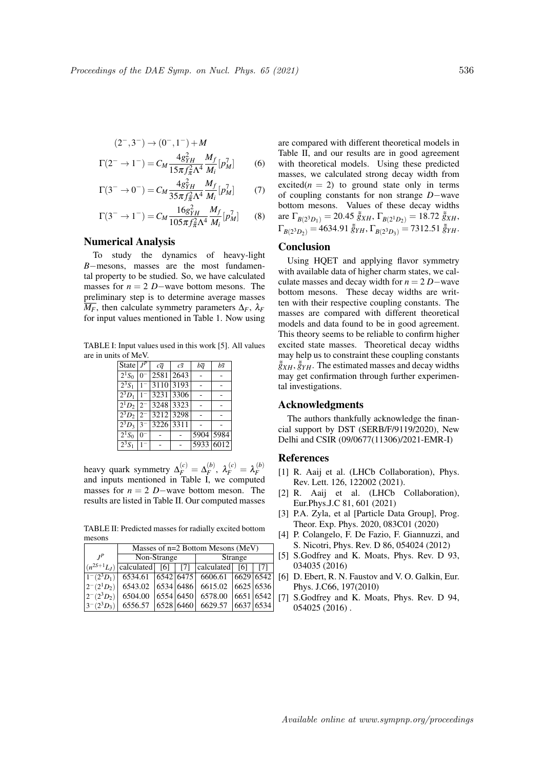$$(2^-, 3^-) \rightarrow (0^-, 1^-) + M$$

$$\Gamma(2^- \rightarrow 1^-) = C_M \frac{4g_{YH}^2}{15\pi f_\pi^2 \Lambda^4} \frac{M_f}{M_i} [p_M^7] \quad (6)$$

$$\Gamma(3^- \rightarrow 0^-) = C_M \frac{4g_{YH}^2}{35\pi f_\pi^2 \Lambda^4} \frac{M_f}{M_i} [p_M^7] \quad (7)$$

$$\Gamma(3^- \rightarrow 1^-) = C_M \frac{16g_{YH}^2}{105\pi f_\pi^2 \Lambda^4} \frac{M_f}{M_i} [p_M^7] \quad (8)$$

## Numerical Analysis

To study the dynamics of heavy-light $B-$mesons, masses are the most fundamental property to be studied. So, we have calculated masses for $n = 2$ $D-$wave bottom mesons. The preliminary step is to determine average masses $\overline{M_F}$, then calculate symmetry parameters $\Delta_F$, $\lambda_F$ for input values mentioned in Table 1. Now using

TABLE I: Input values used in this work [5]. All values are in units of MeV.

| State | $J^P$ | $c\overline{q}$ | $c\overline{s}$ | $b\overline{q}$ | $b\overline{s}$ |
|---|---|---|---|---|---|
| $2^1S_0$ | $0^-$ | 2581 | 2643 | - | - |
| $2^3S_1$ | $1^-$ | 3110 | 3193 | - | - |
| $2^3D_1$ | $1^-$ | 3231 | 3306 | - | - |
| $2^1D_2$ | $2^-$ | 3248 | 3323 | - | - |
| $2^3D_2$ | $2^-$ | 3212 | 3298 | - | - |
| $2^3D_3$ | $3^-$ | 3226 | 3311 | - | - |
| $2^1S_0$ | $0^-$ | - | - | 5904 | 5984 |
| $2^3S_1$ | $1^-$ | - | - | 5933 | 6012 |

heavy quark symmetry $\Delta_F^{(c)} = \Delta_F^{(b)}$, $\lambda_F^{(c)} = \lambda_F^{(b)}$ and inputs mentioned in Table I, we computed masses for $n = 2$ $D-$wave bottom meson. The results are listed in Table II. Our computed masses

TABLE II: Predicted masses for radially excited bottom mesons

| $J^P$ | Masses of n=2 Bottom Mesons (MeV) | | | | | |
|---|---|---|---|---|---|---|
| | Non-Strange | | | Strange | | |
| $(n^{2S+1}L_J)$ | calculated | [6] | [7] | calculated | [6] | [7] |
| $1^-(2^3D_1)$ | 6534.61 | 6542 | 6475 | 6606.61 | 6629 | 6542 |
| $2^-(2^1D_2)$ | 6543.02 | 6534 | 6486 | 6615.02 | 6625 | 6536 |
| $2^-(2^3D_2)$ | 6504.00 | 6554 | 6450 | 6578.00 | 6651 | 6542 |
| $3^-(2^3D_3)$ | 6556.57 | 6528 | 6460 | 6629.57 | 6637 | 6534 |

are compared with different theoretical models in Table II, and our results are in good agreement with theoretical models. Using these predicted masses, we calculated strong decay width from excited($n = 2$) to ground state only in terms of coupling constants for non strange $D-$wave bottom mesons. Values of these decay widths are $\Gamma_{B(2^3D_1)} = 20.45\ \tilde{\tilde{g}}_{XH}$, $\Gamma_{B(2^1D_2)} = 18.72\ \tilde{\tilde{g}}_{XH}$, $\Gamma_{B(2^3D_2)} = 4634.91\ \tilde{\tilde{g}}_{YH}$, $\Gamma_{B(2^3D_3)} = 7312.51\ \tilde{\tilde{g}}_{YH}$.

## Conclusion

Using HQET and applying flavor symmetry with available data of higher charm states, we calculate masses and decay width for $n = 2$ $D-$wave bottom mesons. These decay widths are written with their respective coupling constants. The masses are compared with different theoretical models and data found to be in good agreement. This theory seems to be reliable to confirm higher excited state masses. Theoretical decay widths may help us to constraint these coupling constants $\tilde{\tilde{g}}_{XH}, \tilde{\tilde{g}}_{YH}$. The estimated masses and decay widths may get confirmation through further experimental investigations.

## Acknowledgments

The authors thankfully acknowledge the financial support by DST (SERB/F/9119/2020), New Delhi and CSIR (09/0677(11306)/2021-EMR-I)

## References

[1] R. Aaij et al. (LHCb Collaboration), Phys. Rev. Lett. 126, 122002 (2021).

[2] R. Aaij et al. (LHCb Collaboration), Eur.Phys.J.C 81, 601 (2021)

[3] P.A. Zyla, et al [Particle Data Group], Prog. Theor. Exp. Phys. 2020, 083C01 (2020)

[4] P. Colangelo, F. De Fazio, F. Giannuzzi, and S. Nicotri, Phys. Rev. D 86, 054024 (2012)

[5] S.Godfrey and K. Moats, Phys. Rev. D 93, 034035 (2016)

[6] D. Ebert, R. N. Faustov and V. O. Galkin, Eur. Phys. J.C66, 197(2010)

[7] S.Godfrey and K. Moats, Phys. Rev. D 94, 054025 (2016) .